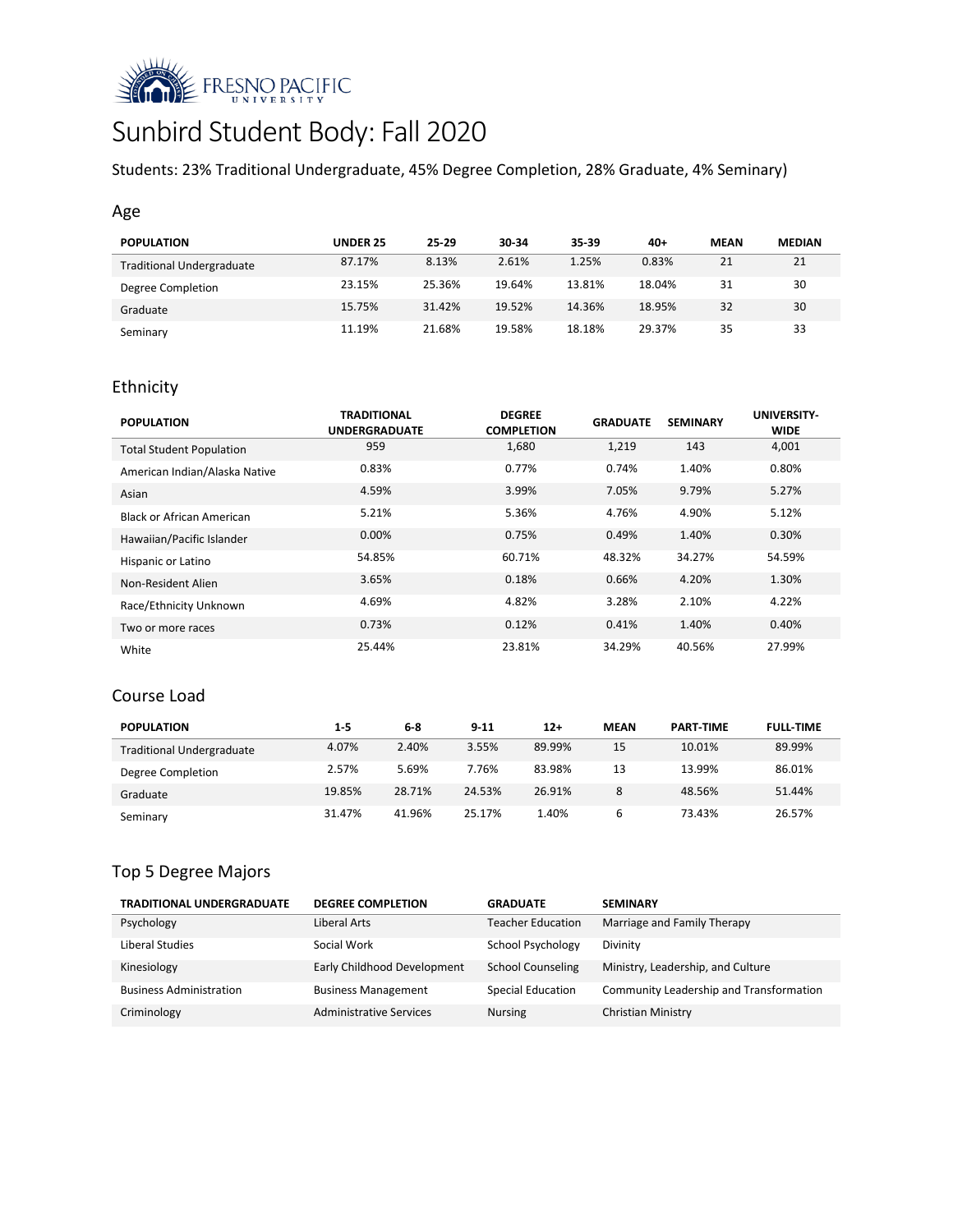FRESNO PACIFIC UNIVERSITY

# Sunbird Student Body: Fall 2020

Students: 23% Traditional Undergraduate, 45% Degree Completion, 28% Graduate, 4% Seminary)

## Age

| POPULATION | UNDER 25 | 25-29 | 30-34 | 35-39 | 40+ | MEAN | MEDIAN |
|---|---|---|---|---|---|---|---|
| Traditional Undergraduate | 87.17% | 8.13% | 2.61% | 1.25% | 0.83% | 21 | 21 |
| Degree Completion | 23.15% | 25.36% | 19.64% | 13.81% | 18.04% | 31 | 30 |
| Graduate | 15.75% | 31.42% | 19.52% | 14.36% | 18.95% | 32 | 30 |
| Seminary | 11.19% | 21.68% | 19.58% | 18.18% | 29.37% | 35 | 33 |

## Ethnicity

| POPULATION | TRADITIONAL UNDERGRADUATE | DEGREE COMPLETION | GRADUATE | SEMINARY | UNIVERSITY-WIDE |
|---|---|---|---|---|---|
| Total Student Population | 959 | 1,680 | 1,219 | 143 | 4,001 |
| American Indian/Alaska Native | 0.83% | 0.77% | 0.74% | 1.40% | 0.80% |
| Asian | 4.59% | 3.99% | 7.05% | 9.79% | 5.27% |
| Black or African American | 5.21% | 5.36% | 4.76% | 4.90% | 5.12% |
| Hawaiian/Pacific Islander | 0.00% | 0.75% | 0.49% | 1.40% | 0.30% |
| Hispanic or Latino | 54.85% | 60.71% | 48.32% | 34.27% | 54.59% |
| Non-Resident Alien | 3.65% | 0.18% | 0.66% | 4.20% | 1.30% |
| Race/Ethnicity Unknown | 4.69% | 4.82% | 3.28% | 2.10% | 4.22% |
| Two or more races | 0.73% | 0.12% | 0.41% | 1.40% | 0.40% |
| White | 25.44% | 23.81% | 34.29% | 40.56% | 27.99% |

## Course Load

| POPULATION | 1-5 | 6-8 | 9-11 | 12+ | MEAN | PART-TIME | FULL-TIME |
|---|---|---|---|---|---|---|---|
| Traditional Undergraduate | 4.07% | 2.40% | 3.55% | 89.99% | 15 | 10.01% | 89.99% |
| Degree Completion | 2.57% | 5.69% | 7.76% | 83.98% | 13 | 13.99% | 86.01% |
| Graduate | 19.85% | 28.71% | 24.53% | 26.91% | 8 | 48.56% | 51.44% |
| Seminary | 31.47% | 41.96% | 25.17% | 1.40% | 6 | 73.43% | 26.57% |

## Top 5 Degree Majors

| TRADITIONAL UNDERGRADUATE | DEGREE COMPLETION | GRADUATE | SEMINARY |
|---|---|---|---|
| Psychology | Liberal Arts | Teacher Education | Marriage and Family Therapy |
| Liberal Studies | Social Work | School Psychology | Divinity |
| Kinesiology | Early Childhood Development | School Counseling | Ministry, Leadership, and Culture |
| Business Administration | Business Management | Special Education | Community Leadership and Transformation |
| Criminology | Administrative Services | Nursing | Christian Ministry |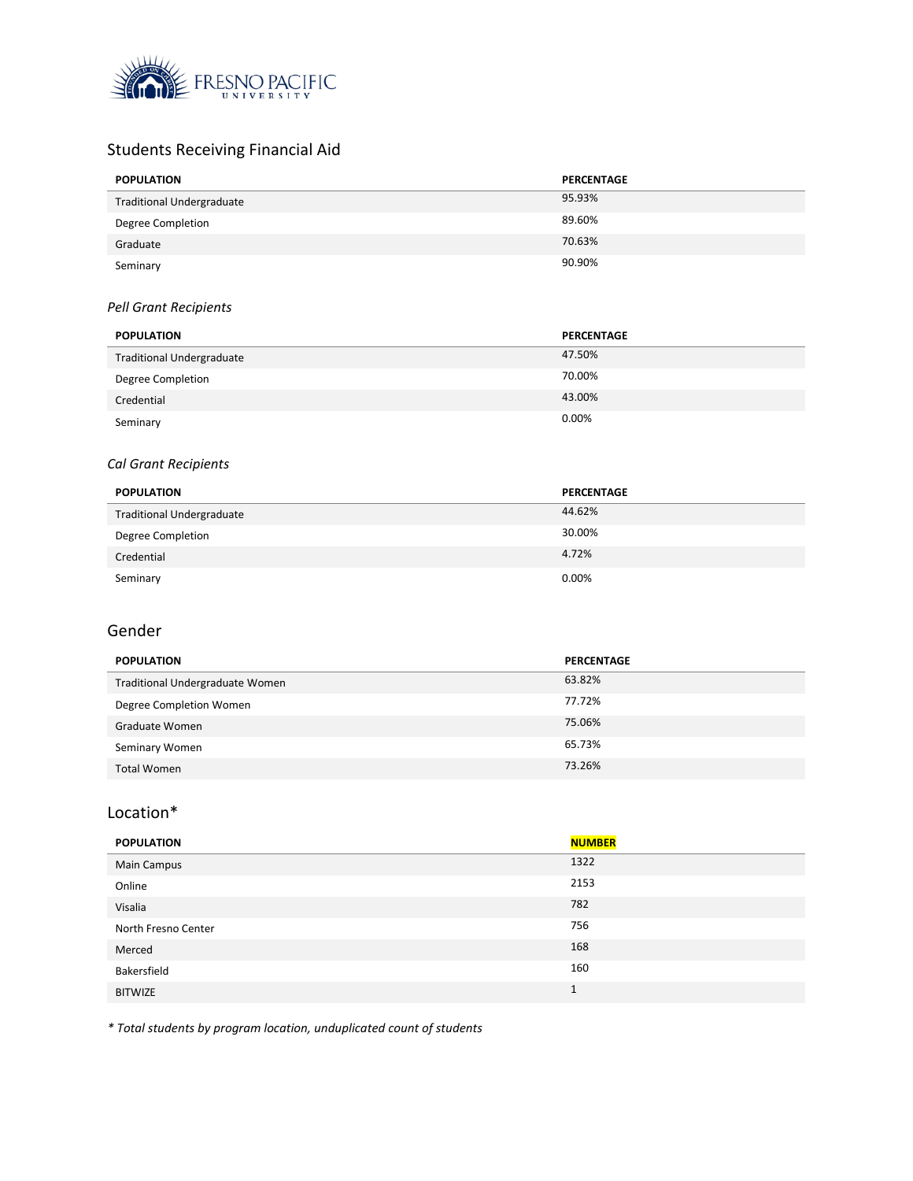## Students Receiving Financial Aid

| POPULATION | PERCENTAGE |
|---|---|
| Traditional Undergraduate | 95.93% |
| Degree Completion | 89.60% |
| Graduate | 70.63% |
| Seminary | 90.90% |

### *Pell Grant Recipients*

| POPULATION | PERCENTAGE |
|---|---|
| Traditional Undergraduate | 47.50% |
| Degree Completion | 70.00% |
| Credential | 43.00% |
| Seminary | 0.00% |

### *Cal Grant Recipients*

| POPULATION | PERCENTAGE |
|---|---|
| Traditional Undergraduate | 44.62% |
| Degree Completion | 30.00% |
| Credential | 4.72% |
| Seminary | 0.00% |

## Gender

| POPULATION | PERCENTAGE |
|---|---|
| Traditional Undergraduate Women | 63.82% |
| Degree Completion Women | 77.72% |
| Graduate Women | 75.06% |
| Seminary Women | 65.73% |
| Total Women | 73.26% |

## Location*

| POPULATION | NUMBER |
|---|---|
| Main Campus | 1322 |
| Online | 2153 |
| Visalia | 782 |
| North Fresno Center | 756 |
| Merced | 168 |
| Bakersfield | 160 |
| BITWIZE | 1 |

*\* Total students by program location, unduplicated count of students*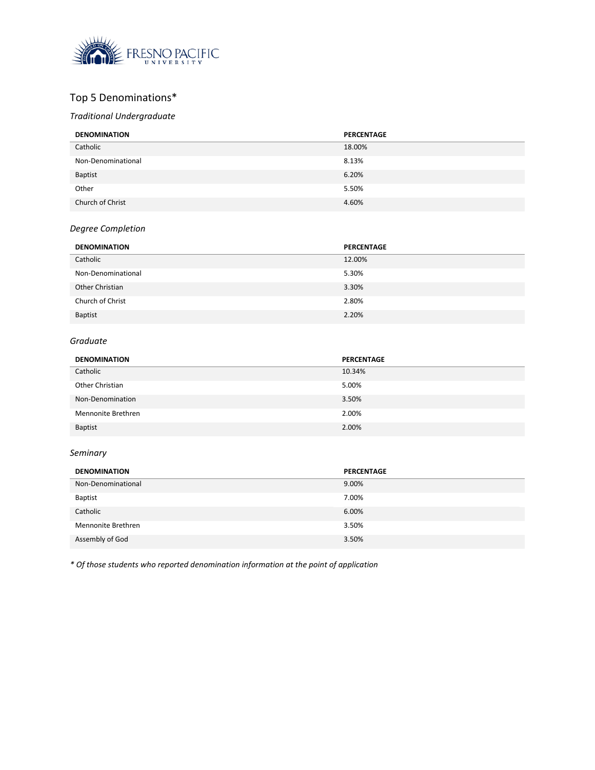## Top 5 Denominations*

*Traditional Undergraduate*

| DENOMINATION | PERCENTAGE |
|---|---|
| Catholic | 18.00% |
| Non-Denominational | 8.13% |
| Baptist | 6.20% |
| Other | 5.50% |
| Church of Christ | 4.60% |

*Degree Completion*

| DENOMINATION | PERCENTAGE |
|---|---|
| Catholic | 12.00% |
| Non-Denominational | 5.30% |
| Other Christian | 3.30% |
| Church of Christ | 2.80% |
| Baptist | 2.20% |

*Graduate*

| DENOMINATION | PERCENTAGE |
|---|---|
| Catholic | 10.34% |
| Other Christian | 5.00% |
| Non-Denomination | 3.50% |
| Mennonite Brethren | 2.00% |
| Baptist | 2.00% |

*Seminary*

| DENOMINATION | PERCENTAGE |
|---|---|
| Non-Denominational | 9.00% |
| Baptist | 7.00% |
| Catholic | 6.00% |
| Mennonite Brethren | 3.50% |
| Assembly of God | 3.50% |

*\* Of those students who reported denomination information at the point of application*